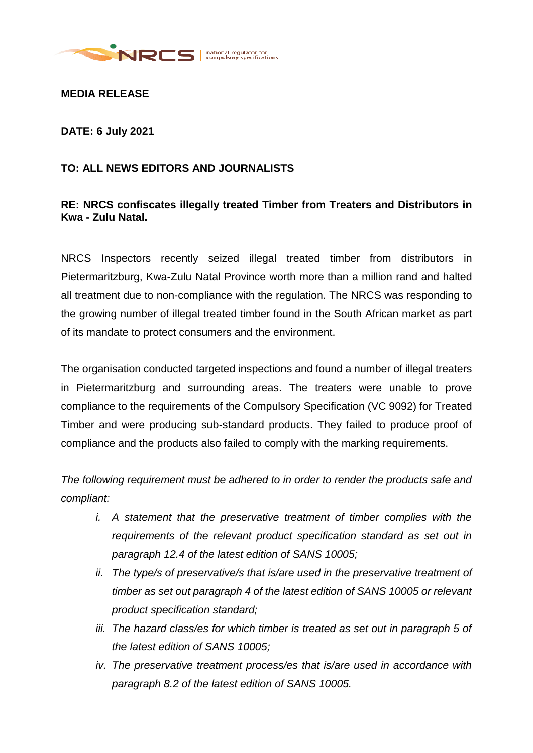**MEDIA RELEASE**

**DATE: 6 July 2021**

**TO: ALL NEWS EDITORS AND JOURNALISTS**

**RE: NRCS confiscates illegally treated Timber from Treaters and Distributors in Kwa - Zulu Natal.**

NRCS Inspectors recently seized illegal treated timber from distributors in Pietermaritzburg, Kwa-Zulu Natal Province worth more than a million rand and halted all treatment due to non-compliance with the regulation. The NRCS was responding to the growing number of illegal treated timber found in the South African market as part of its mandate to protect consumers and the environment.

The organisation conducted targeted inspections and found a number of illegal treaters in Pietermaritzburg and surrounding areas. The treaters were unable to prove compliance to the requirements of the Compulsory Specification (VC 9092) for Treated Timber and were producing sub-standard products. They failed to produce proof of compliance and the products also failed to comply with the marking requirements.

*The following requirement must be adhered to in order to render the products safe and compliant:*

- *i. A statement that the preservative treatment of timber complies with the requirements of the relevant product specification standard as set out in paragraph 12.4 of the latest edition of SANS 10005;*
- *ii. The type/s of preservative/s that is/are used in the preservative treatment of timber as set out paragraph 4 of the latest edition of SANS 10005 or relevant product specification standard;*
- *iii. The hazard class/es for which timber is treated as set out in paragraph 5 of the latest edition of SANS 10005;*
- *iv. The preservative treatment process/es that is/are used in accordance with paragraph 8.2 of the latest edition of SANS 10005.*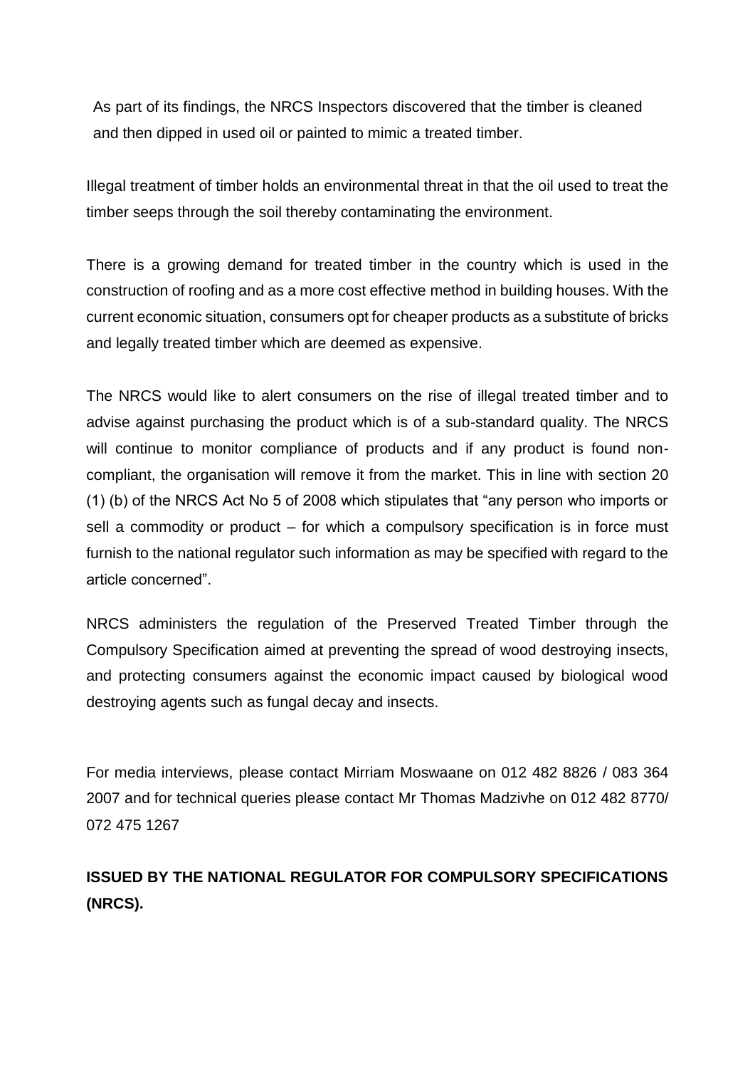As part of its findings, the NRCS Inspectors discovered that the timber is cleaned and then dipped in used oil or painted to mimic a treated timber.

Illegal treatment of timber holds an environmental threat in that the oil used to treat the timber seeps through the soil thereby contaminating the environment.

There is a growing demand for treated timber in the country which is used in the construction of roofing and as a more cost effective method in building houses. With the current economic situation, consumers opt for cheaper products as a substitute of bricks and legally treated timber which are deemed as expensive.

The NRCS would like to alert consumers on the rise of illegal treated timber and to advise against purchasing the product which is of a sub-standard quality. The NRCS will continue to monitor compliance of products and if any product is found non-compliant, the organisation will remove it from the market. This in line with section 20 (1) (b) of the NRCS Act No 5 of 2008 which stipulates that "any person who imports or sell a commodity or product – for which a compulsory specification is in force must furnish to the national regulator such information as may be specified with regard to the article concerned".

NRCS administers the regulation of the Preserved Treated Timber through the Compulsory Specification aimed at preventing the spread of wood destroying insects, and protecting consumers against the economic impact caused by biological wood destroying agents such as fungal decay and insects.

For media interviews, please contact Mirriam Moswaane on 012 482 8826 / 083 364 2007 and for technical queries please contact Mr Thomas Madzivhe on 012 482 8770/ 072 475 1267

**ISSUED BY THE NATIONAL REGULATOR FOR COMPULSORY SPECIFICATIONS (NRCS).**